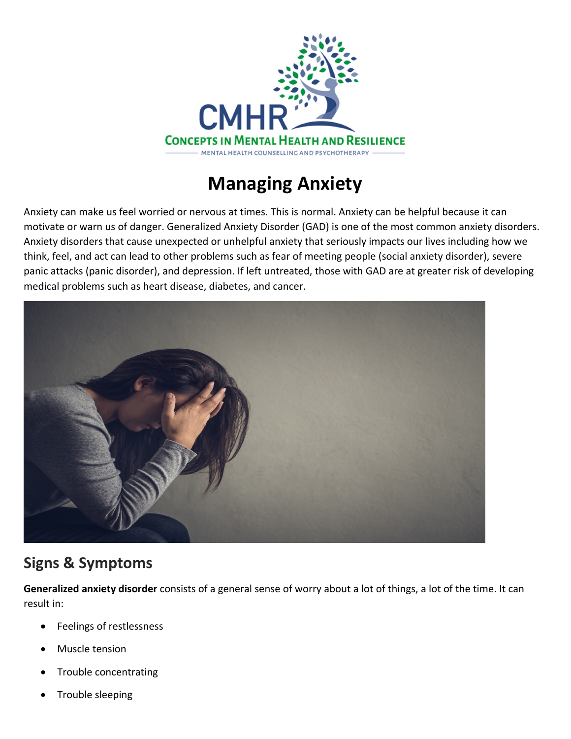# Managing Anxiety

Anxiety can make us feel worried or nervous at times. This is normal. Anxiety can be helpful because it can motivate or warn us of danger. Generalized Anxiety Disorder (GAD) is one of the most common anxiety disorders. Anxiety disorders that cause unexpected or unhelpful anxiety that seriously impacts our lives including how we think, feel, and act can lead to other problems such as fear of meeting people (social anxiety disorder), severe panic attacks (panic disorder), and depression. If left untreated, those with GAD are at greater risk of developing medical problems such as heart disease, diabetes, and cancer.

## Signs & Symptoms

**Generalized anxiety disorder** consists of a general sense of worry about a lot of things, a lot of the time. It can result in:

- Feelings of restlessness
- Muscle tension
- Trouble concentrating
- Trouble sleeping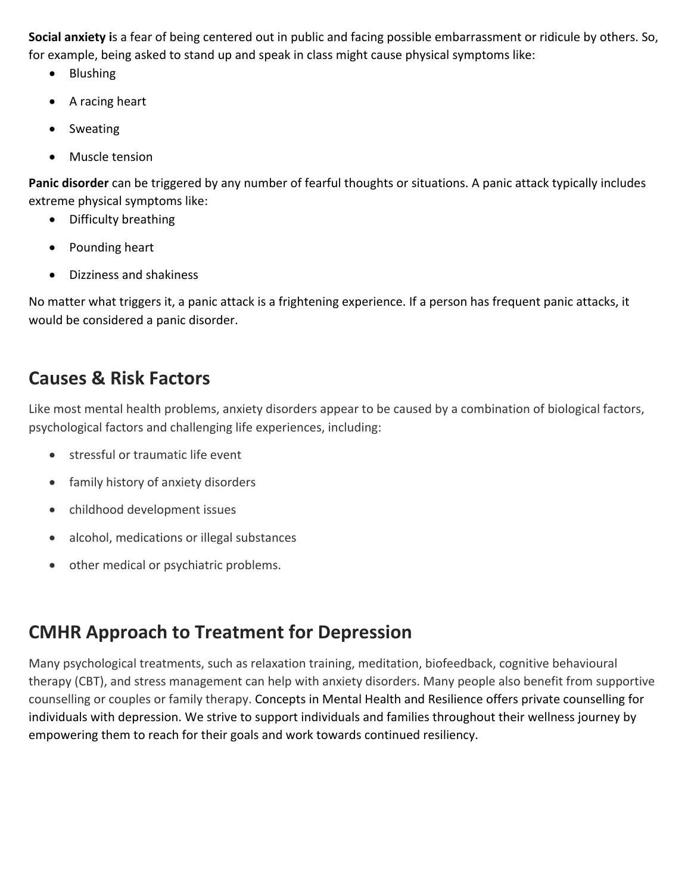**Social anxiety i**s a fear of being centered out in public and facing possible embarrassment or ridicule by others. So, for example, being asked to stand up and speak in class might cause physical symptoms like:

- Blushing
- A racing heart
- Sweating
- Muscle tension

**Panic disorder** can be triggered by any number of fearful thoughts or situations. A panic attack typically includes extreme physical symptoms like:

- Difficulty breathing
- Pounding heart
- Dizziness and shakiness

No matter what triggers it, a panic attack is a frightening experience. If a person has frequent panic attacks, it would be considered a panic disorder.

## Causes & Risk Factors

Like most mental health problems, anxiety disorders appear to be caused by a combination of biological factors, psychological factors and challenging life experiences, including:

- stressful or traumatic life event
- family history of anxiety disorders
- childhood development issues
- alcohol, medications or illegal substances
- other medical or psychiatric problems.

## CMHR Approach to Treatment for Depression

Many psychological treatments, such as relaxation training, meditation, biofeedback, cognitive behavioural therapy (CBT), and stress management can help with anxiety disorders. Many people also benefit from supportive counselling or couples or family therapy. Concepts in Mental Health and Resilience offers private counselling for individuals with depression. We strive to support individuals and families throughout their wellness journey by empowering them to reach for their goals and work towards continued resiliency.